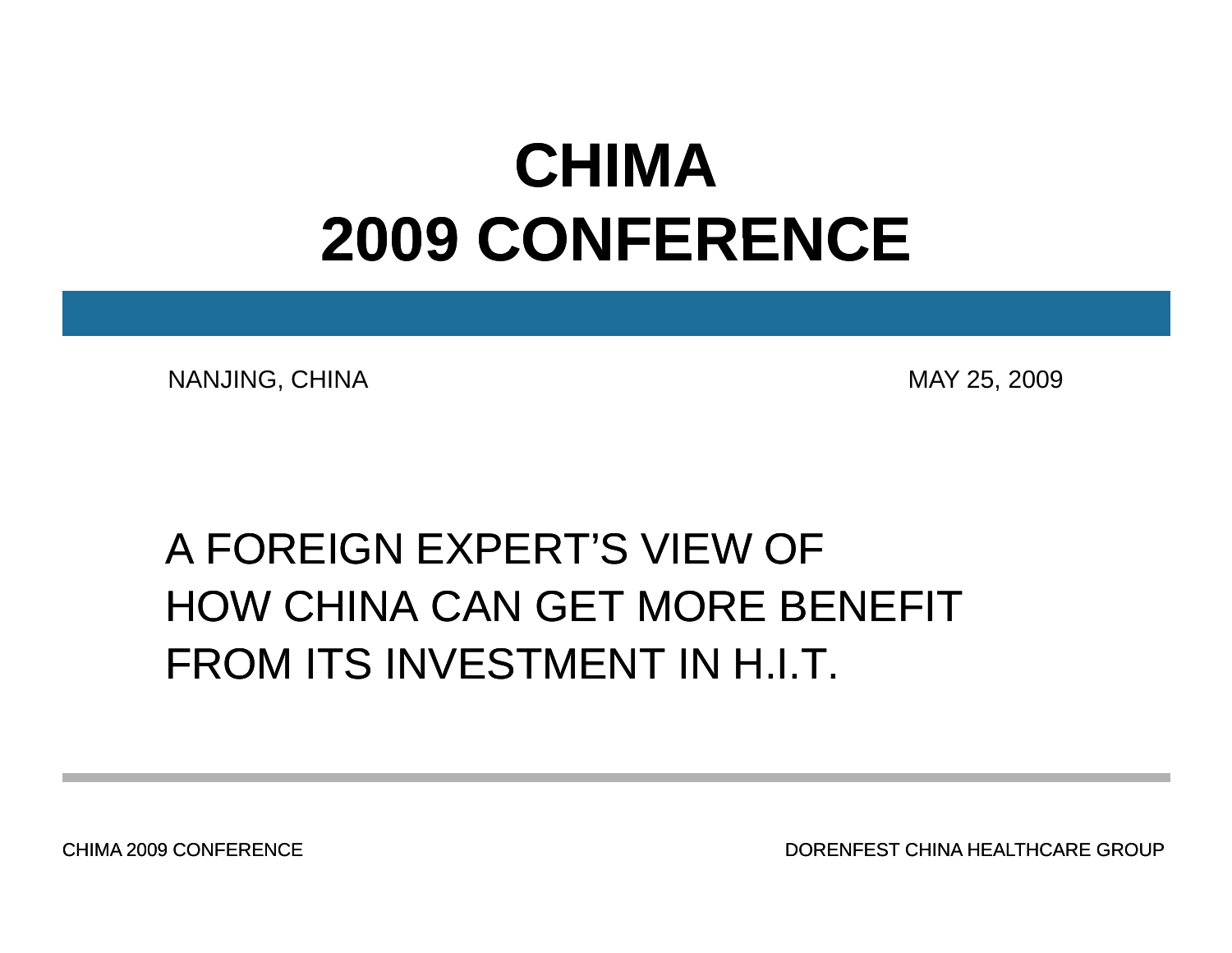# CHIMA
# 2009 CONFERENCE

NANJING, CHINA　　　　MAY 25, 2009

A FOREIGN EXPERT'S VIEW OF
HOW CHINA CAN GET MORE BENEFIT
FROM ITS INVESTMENT IN H.I.T.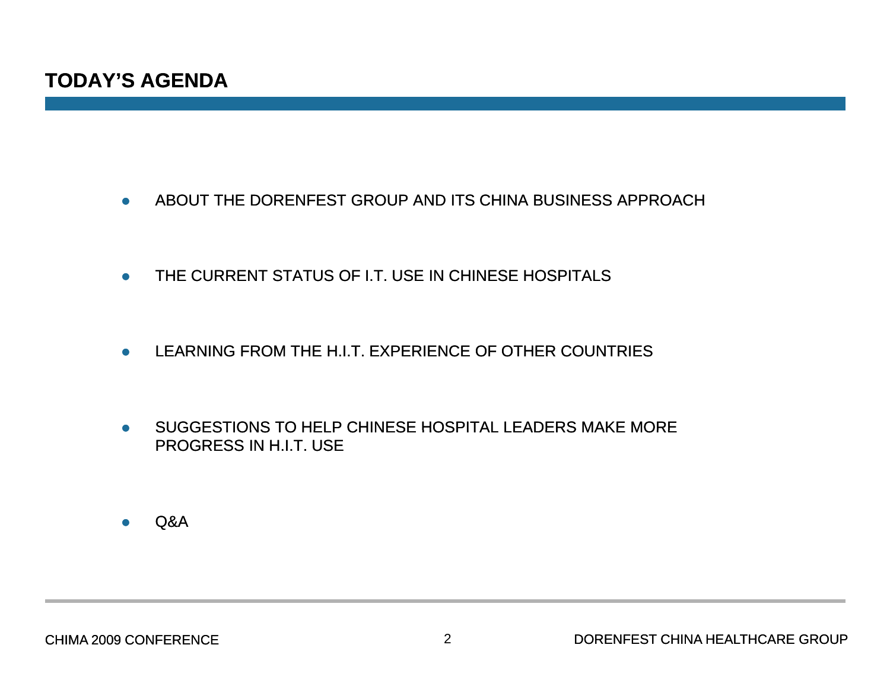# TODAY'S AGENDA

- ABOUT THE DORENFEST GROUP AND ITS CHINA BUSINESS APPROACH
- THE CURRENT STATUS OF I.T. USE IN CHINESE HOSPITALS
- LEARNING FROM THE H.I.T. EXPERIENCE OF OTHER COUNTRIES
- SUGGESTIONS TO HELP CHINESE HOSPITAL LEADERS MAKE MORE PROGRESS IN H.I.T. USE
- Q&A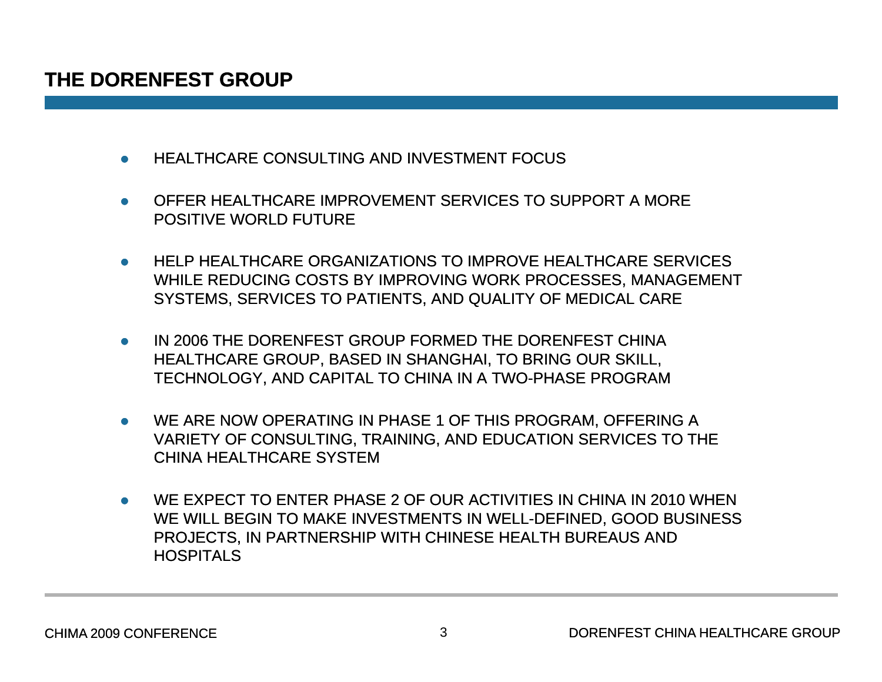# THE DORENFEST GROUP

- HEALTHCARE CONSULTING AND INVESTMENT FOCUS
- OFFER HEALTHCARE IMPROVEMENT SERVICES TO SUPPORT A MORE POSITIVE WORLD FUTURE
- HELP HEALTHCARE ORGANIZATIONS TO IMPROVE HEALTHCARE SERVICES WHILE REDUCING COSTS BY IMPROVING WORK PROCESSES, MANAGEMENT SYSTEMS, SERVICES TO PATIENTS, AND QUALITY OF MEDICAL CARE
- IN 2006 THE DORENFEST GROUP FORMED THE DORENFEST CHINA HEALTHCARE GROUP, BASED IN SHANGHAI, TO BRING OUR SKILL, TECHNOLOGY, AND CAPITAL TO CHINA IN A TWO-PHASE PROGRAM
- WE ARE NOW OPERATING IN PHASE 1 OF THIS PROGRAM, OFFERING A VARIETY OF CONSULTING, TRAINING, AND EDUCATION SERVICES TO THE CHINA HEALTHCARE SYSTEM
- WE EXPECT TO ENTER PHASE 2 OF OUR ACTIVITIES IN CHINA IN 2010 WHEN WE WILL BEGIN TO MAKE INVESTMENTS IN WELL-DEFINED, GOOD BUSINESS PROJECTS, IN PARTNERSHIP WITH CHINESE HEALTH BUREAUS AND HOSPITALS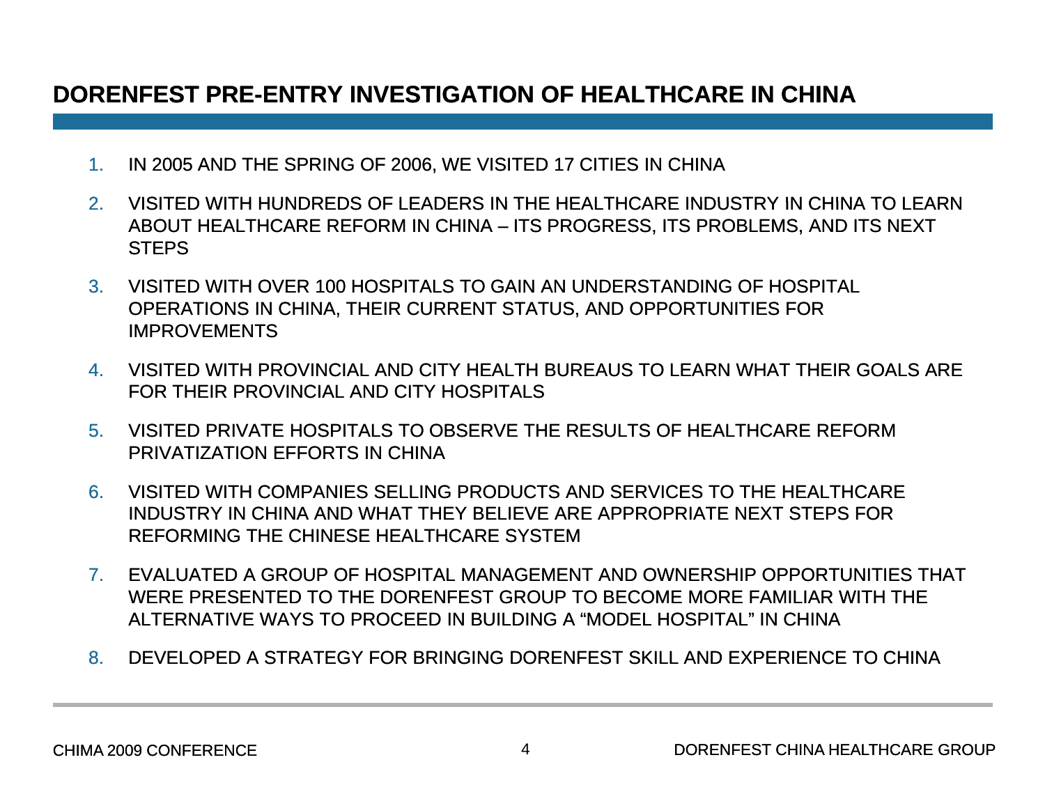# DORENFEST PRE-ENTRY INVESTIGATION OF HEALTHCARE IN CHINA

1. IN 2005 AND THE SPRING OF 2006, WE VISITED 17 CITIES IN CHINA
2. VISITED WITH HUNDREDS OF LEADERS IN THE HEALTHCARE INDUSTRY IN CHINA TO LEARN ABOUT HEALTHCARE REFORM IN CHINA – ITS PROGRESS, ITS PROBLEMS, AND ITS NEXT STEPS
3. VISITED WITH OVER 100 HOSPITALS TO GAIN AN UNDERSTANDING OF HOSPITAL OPERATIONS IN CHINA, THEIR CURRENT STATUS, AND OPPORTUNITIES FOR IMPROVEMENTS
4. VISITED WITH PROVINCIAL AND CITY HEALTH BUREAUS TO LEARN WHAT THEIR GOALS ARE FOR THEIR PROVINCIAL AND CITY HOSPITALS
5. VISITED PRIVATE HOSPITALS TO OBSERVE THE RESULTS OF HEALTHCARE REFORM PRIVATIZATION EFFORTS IN CHINA
6. VISITED WITH COMPANIES SELLING PRODUCTS AND SERVICES TO THE HEALTHCARE INDUSTRY IN CHINA AND WHAT THEY BELIEVE ARE APPROPRIATE NEXT STEPS FOR REFORMING THE CHINESE HEALTHCARE SYSTEM
7. EVALUATED A GROUP OF HOSPITAL MANAGEMENT AND OWNERSHIP OPPORTUNITIES THAT WERE PRESENTED TO THE DORENFEST GROUP TO BECOME MORE FAMILIAR WITH THE ALTERNATIVE WAYS TO PROCEED IN BUILDING A "MODEL HOSPITAL" IN CHINA
8. DEVELOPED A STRATEGY FOR BRINGING DORENFEST SKILL AND EXPERIENCE TO CHINA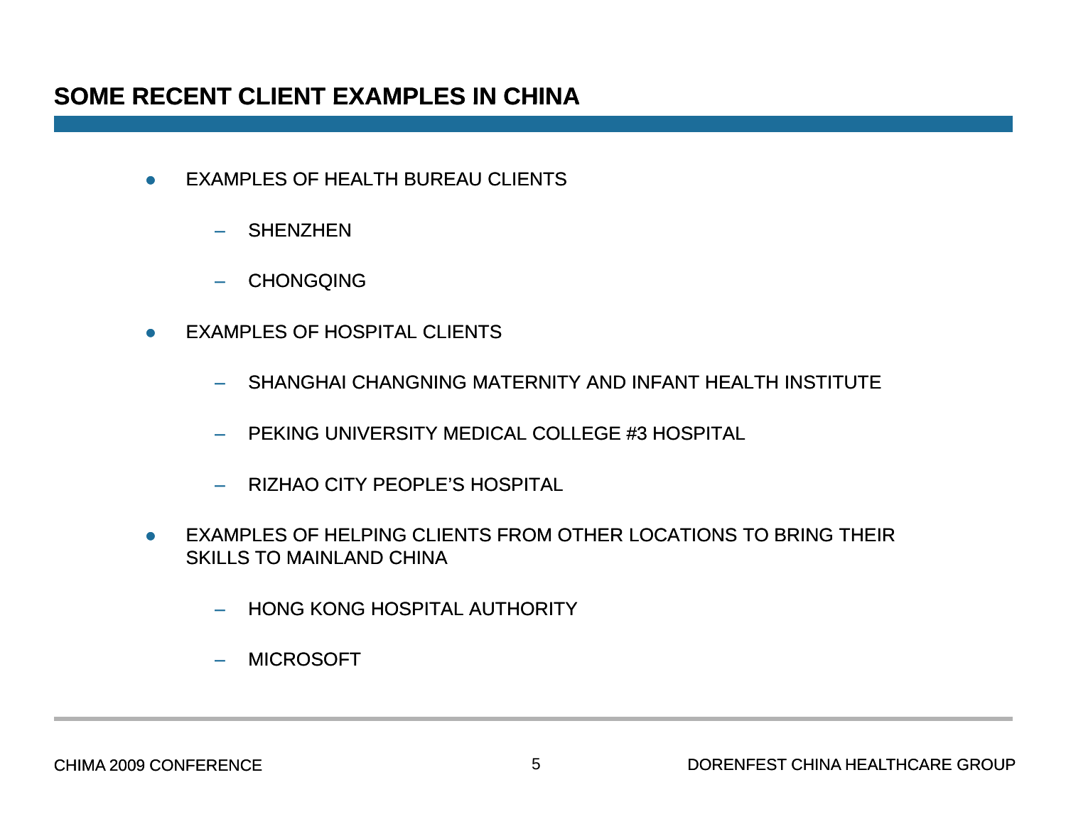# SOME RECENT CLIENT EXAMPLES IN CHINA

- EXAMPLES OF HEALTH BUREAU CLIENTS
  - SHENZHEN
  - CHONGQING
- EXAMPLES OF HOSPITAL CLIENTS
  - SHANGHAI CHANGNING MATERNITY AND INFANT HEALTH INSTITUTE
  - PEKING UNIVERSITY MEDICAL COLLEGE #3 HOSPITAL
  - RIZHAO CITY PEOPLE'S HOSPITAL
- EXAMPLES OF HELPING CLIENTS FROM OTHER LOCATIONS TO BRING THEIR SKILLS TO MAINLAND CHINA
  - HONG KONG HOSPITAL AUTHORITY
  - MICROSOFT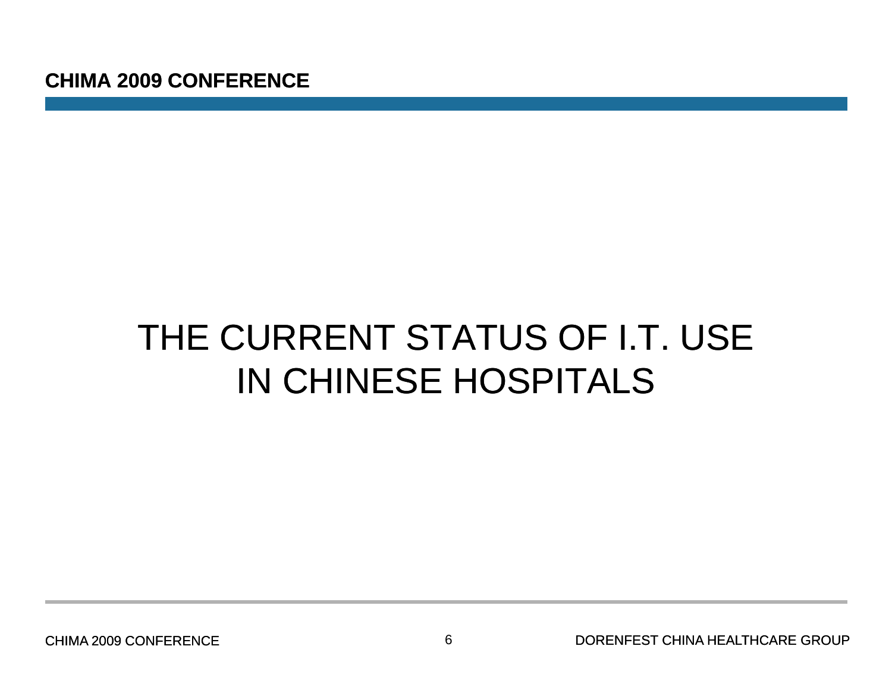# THE CURRENT STATUS OF I.T. USE IN CHINESE HOSPITALS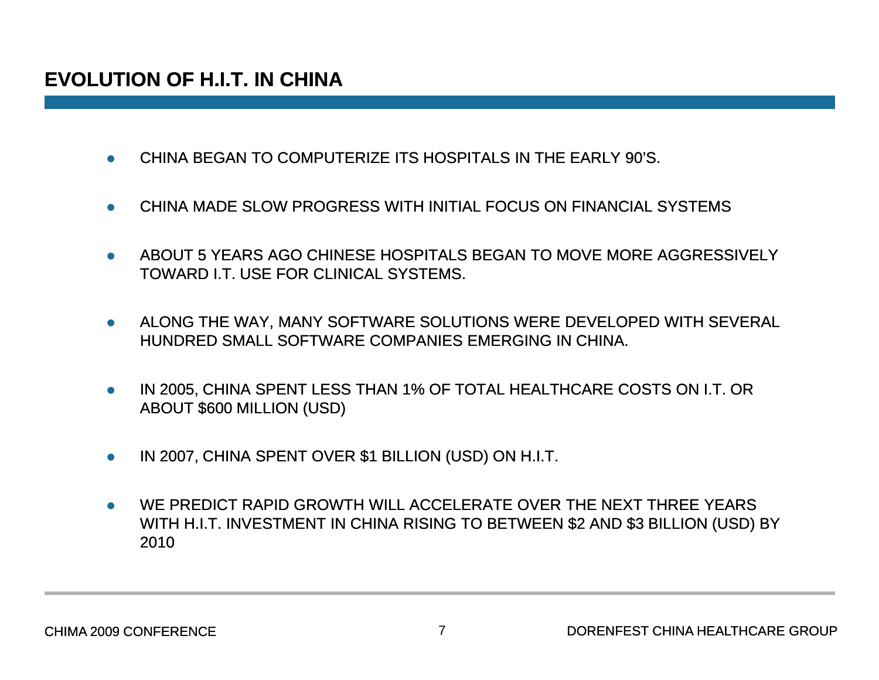# EVOLUTION OF H.I.T. IN CHINA

- CHINA BEGAN TO COMPUTERIZE ITS HOSPITALS IN THE EARLY 90'S.
- CHINA MADE SLOW PROGRESS WITH INITIAL FOCUS ON FINANCIAL SYSTEMS
- ABOUT 5 YEARS AGO CHINESE HOSPITALS BEGAN TO MOVE MORE AGGRESSIVELY TOWARD I.T. USE FOR CLINICAL SYSTEMS.
- ALONG THE WAY, MANY SOFTWARE SOLUTIONS WERE DEVELOPED WITH SEVERAL HUNDRED SMALL SOFTWARE COMPANIES EMERGING IN CHINA.
- IN 2005, CHINA SPENT LESS THAN 1% OF TOTAL HEALTHCARE COSTS ON I.T. OR ABOUT $600 MILLION (USD)
- IN 2007, CHINA SPENT OVER $1 BILLION (USD) ON H.I.T.
- WE PREDICT RAPID GROWTH WILL ACCELERATE OVER THE NEXT THREE YEARS WITH H.I.T. INVESTMENT IN CHINA RISING TO BETWEEN $2 AND $3 BILLION (USD) BY 2010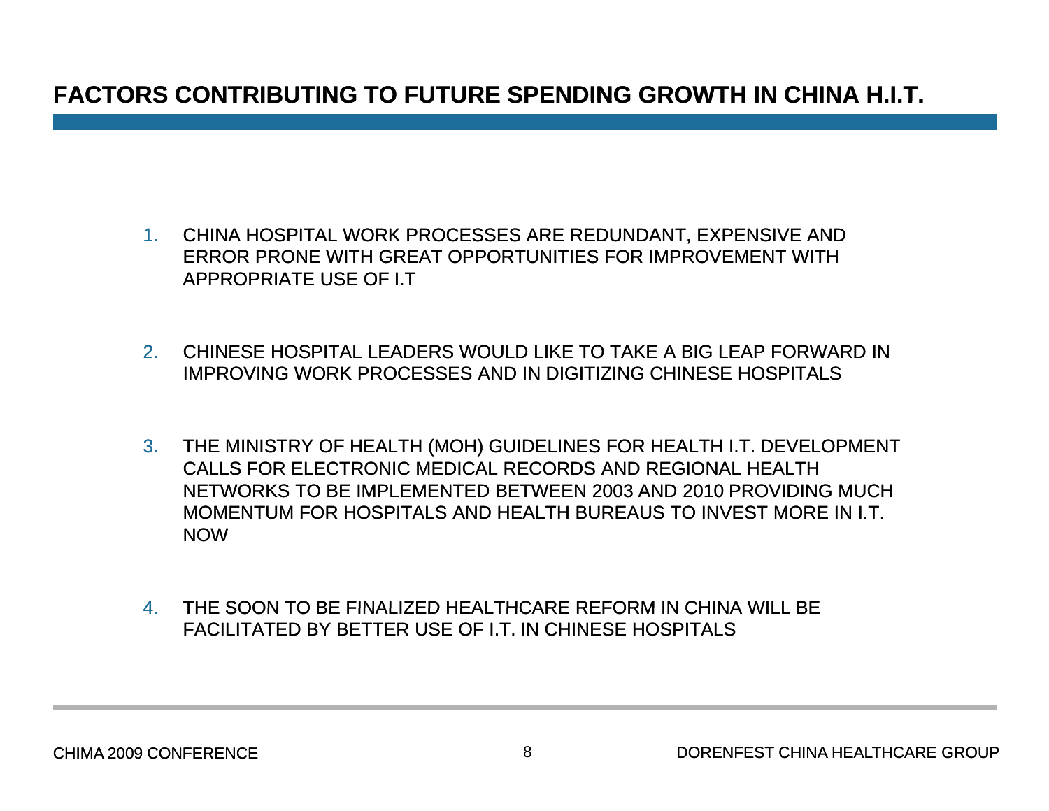# FACTORS CONTRIBUTING TO FUTURE SPENDING GROWTH IN CHINA H.I.T.

1. CHINA HOSPITAL WORK PROCESSES ARE REDUNDANT, EXPENSIVE AND ERROR PRONE WITH GREAT OPPORTUNITIES FOR IMPROVEMENT WITH APPROPRIATE USE OF I.T

2. CHINESE HOSPITAL LEADERS WOULD LIKE TO TAKE A BIG LEAP FORWARD IN IMPROVING WORK PROCESSES AND IN DIGITIZING CHINESE HOSPITALS

3. THE MINISTRY OF HEALTH (MOH) GUIDELINES FOR HEALTH I.T. DEVELOPMENT CALLS FOR ELECTRONIC MEDICAL RECORDS AND REGIONAL HEALTH NETWORKS TO BE IMPLEMENTED BETWEEN 2003 AND 2010 PROVIDING MUCH MOMENTUM FOR HOSPITALS AND HEALTH BUREAUS TO INVEST MORE IN I.T. NOW

4. THE SOON TO BE FINALIZED HEALTHCARE REFORM IN CHINA WILL BE FACILITATED BY BETTER USE OF I.T. IN CHINESE HOSPITALS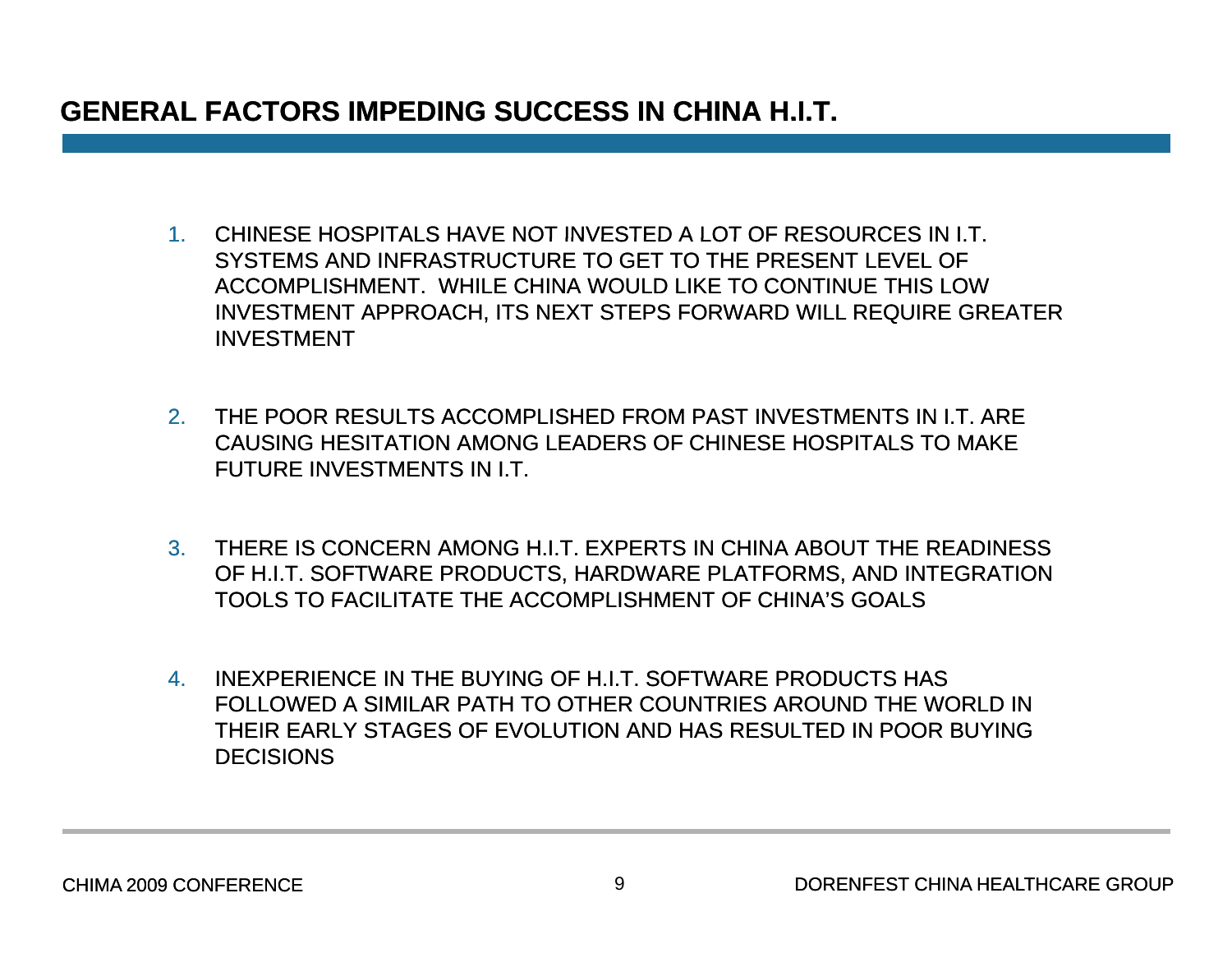# GENERAL FACTORS IMPEDING SUCCESS IN CHINA H.I.T.

1. CHINESE HOSPITALS HAVE NOT INVESTED A LOT OF RESOURCES IN I.T. SYSTEMS AND INFRASTRUCTURE TO GET TO THE PRESENT LEVEL OF ACCOMPLISHMENT. WHILE CHINA WOULD LIKE TO CONTINUE THIS LOW INVESTMENT APPROACH, ITS NEXT STEPS FORWARD WILL REQUIRE GREATER INVESTMENT

2. THE POOR RESULTS ACCOMPLISHED FROM PAST INVESTMENTS IN I.T. ARE CAUSING HESITATION AMONG LEADERS OF CHINESE HOSPITALS TO MAKE FUTURE INVESTMENTS IN I.T.

3. THERE IS CONCERN AMONG H.I.T. EXPERTS IN CHINA ABOUT THE READINESS OF H.I.T. SOFTWARE PRODUCTS, HARDWARE PLATFORMS, AND INTEGRATION TOOLS TO FACILITATE THE ACCOMPLISHMENT OF CHINA'S GOALS

4. INEXPERIENCE IN THE BUYING OF H.I.T. SOFTWARE PRODUCTS HAS FOLLOWED A SIMILAR PATH TO OTHER COUNTRIES AROUND THE WORLD IN THEIR EARLY STAGES OF EVOLUTION AND HAS RESULTED IN POOR BUYING DECISIONS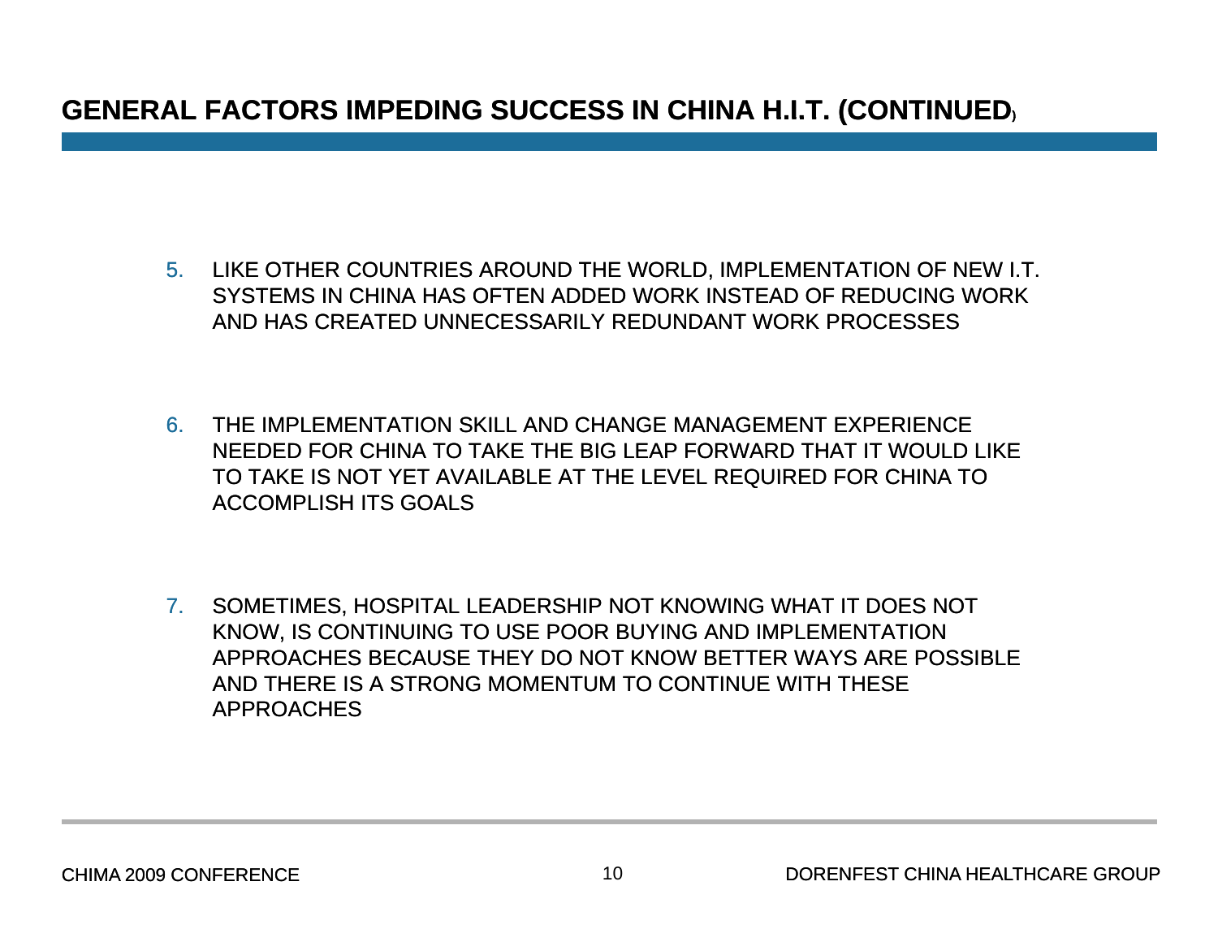# GENERAL FACTORS IMPEDING SUCCESS IN CHINA H.I.T. (CONTINUED)

5. LIKE OTHER COUNTRIES AROUND THE WORLD, IMPLEMENTATION OF NEW I.T. SYSTEMS IN CHINA HAS OFTEN ADDED WORK INSTEAD OF REDUCING WORK AND HAS CREATED UNNECESSARILY REDUNDANT WORK PROCESSES

6. THE IMPLEMENTATION SKILL AND CHANGE MANAGEMENT EXPERIENCE NEEDED FOR CHINA TO TAKE THE BIG LEAP FORWARD THAT IT WOULD LIKE TO TAKE IS NOT YET AVAILABLE AT THE LEVEL REQUIRED FOR CHINA TO ACCOMPLISH ITS GOALS

7. SOMETIMES, HOSPITAL LEADERSHIP NOT KNOWING WHAT IT DOES NOT KNOW, IS CONTINUING TO USE POOR BUYING AND IMPLEMENTATION APPROACHES BECAUSE THEY DO NOT KNOW BETTER WAYS ARE POSSIBLE AND THERE IS A STRONG MOMENTUM TO CONTINUE WITH THESE APPROACHES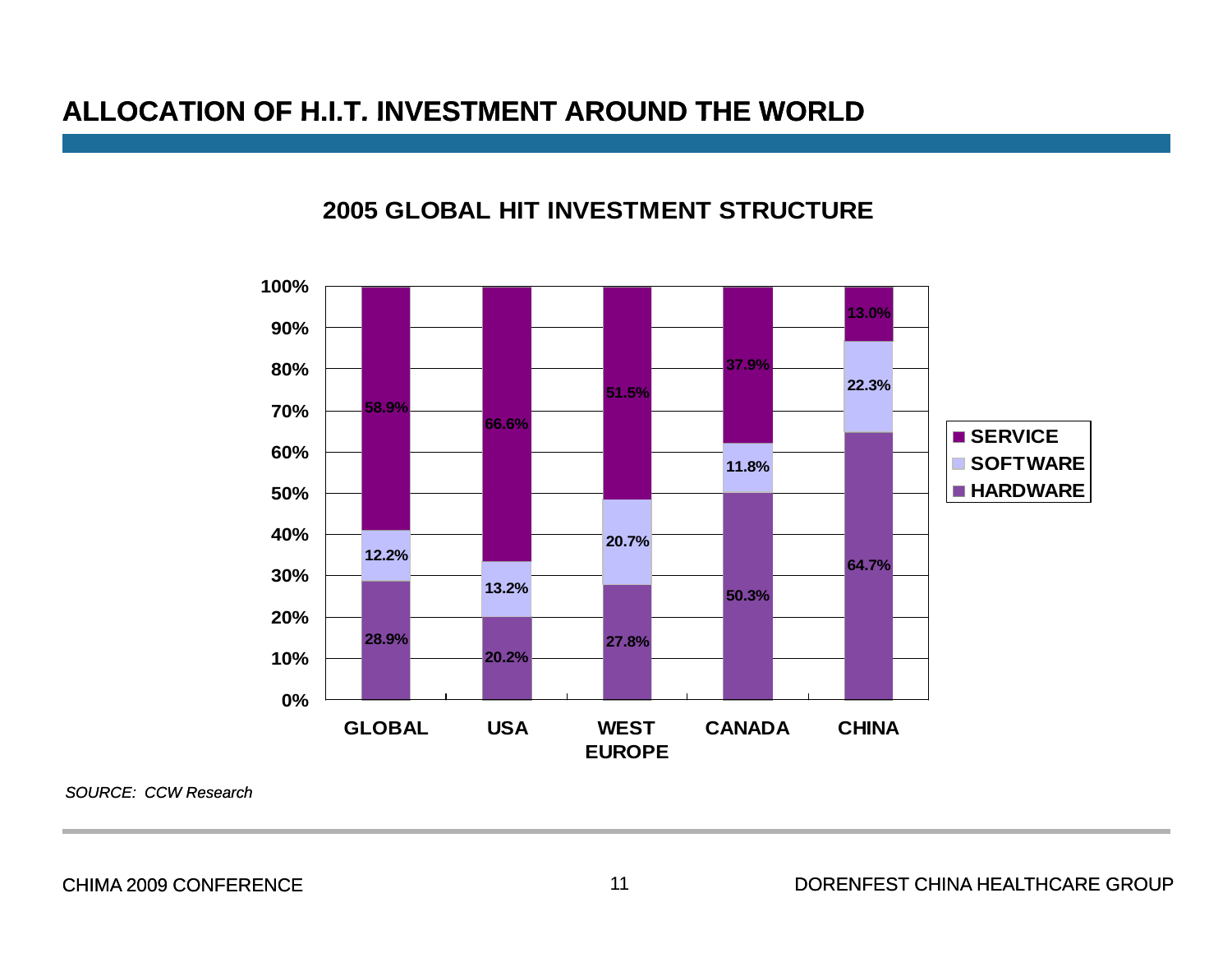# ALLOCATION OF H.I.T. INVESTMENT AROUND THE WORLD

## 2005 GLOBAL HIT INVESTMENT STRUCTURE

| | GLOBAL | USA | WEST EUROPE | CANADA | CHINA |
|---|---|---|---|---|---|
| SERVICE | 58.9% | 66.6% | 51.5% | 37.9% | 13.0% |
| SOFTWARE | 12.2% | 13.2% | 20.7% | 11.8% | 22.3% |
| HARDWARE | 28.9% | 20.2% | 27.8% | 50.3% | 64.7% |

*SOURCE: CCW Research*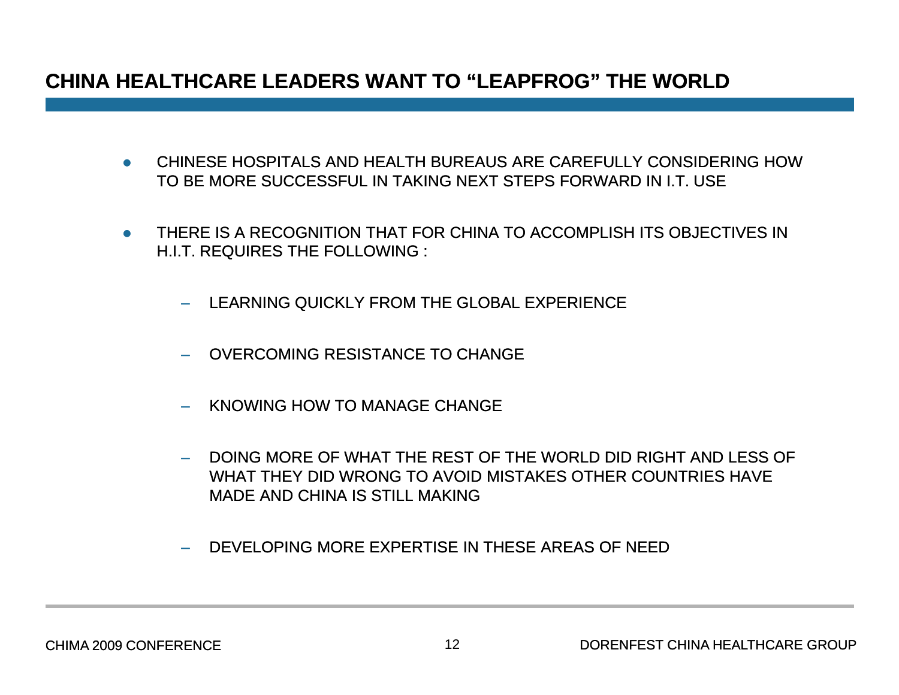# CHINA HEALTHCARE LEADERS WANT TO "LEAPFROG" THE WORLD

- CHINESE HOSPITALS AND HEALTH BUREAUS ARE CAREFULLY CONSIDERING HOW TO BE MORE SUCCESSFUL IN TAKING NEXT STEPS FORWARD IN I.T. USE
- THERE IS A RECOGNITION THAT FOR CHINA TO ACCOMPLISH ITS OBJECTIVES IN H.I.T. REQUIRES THE FOLLOWING :
  - LEARNING QUICKLY FROM THE GLOBAL EXPERIENCE
  - OVERCOMING RESISTANCE TO CHANGE
  - KNOWING HOW TO MANAGE CHANGE
  - DOING MORE OF WHAT THE REST OF THE WORLD DID RIGHT AND LESS OF WHAT THEY DID WRONG TO AVOID MISTAKES OTHER COUNTRIES HAVE MADE AND CHINA IS STILL MAKING
  - DEVELOPING MORE EXPERTISE IN THESE AREAS OF NEED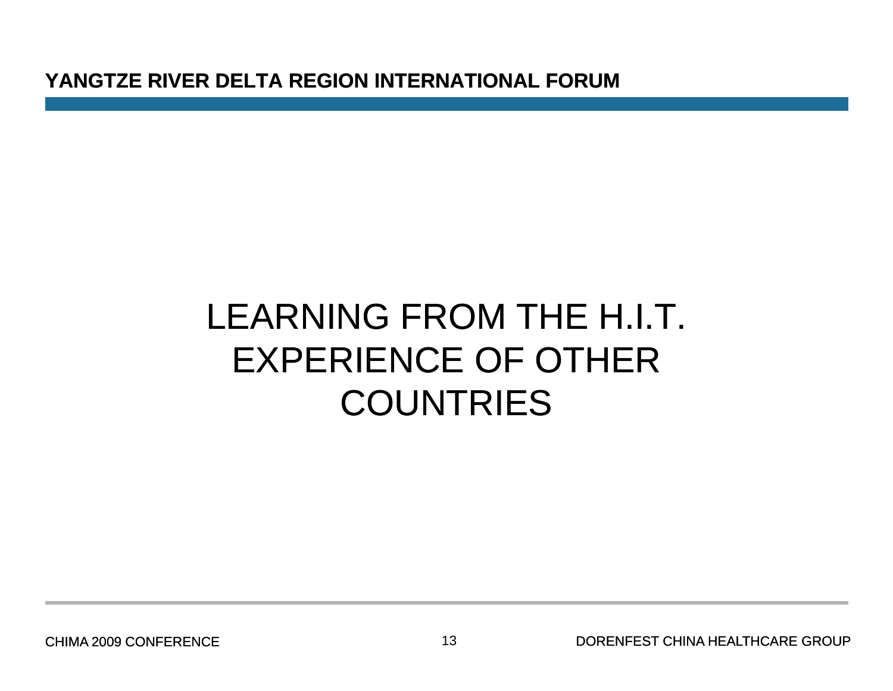# LEARNING FROM THE H.I.T. EXPERIENCE OF OTHER COUNTRIES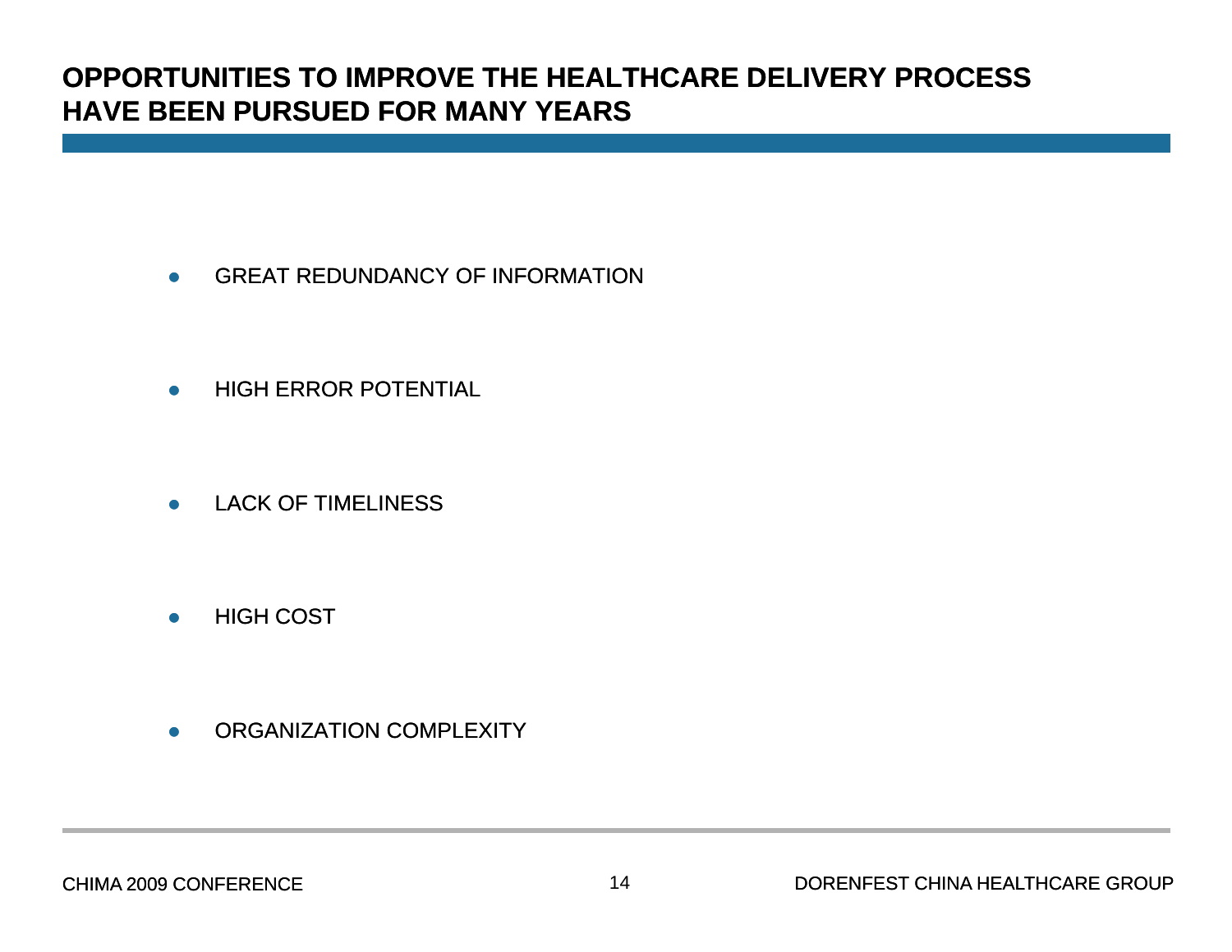# OPPORTUNITIES TO IMPROVE THE HEALTHCARE DELIVERY PROCESS HAVE BEEN PURSUED FOR MANY YEARS

- GREAT REDUNDANCY OF INFORMATION
- HIGH ERROR POTENTIAL
- LACK OF TIMELINESS
- HIGH COST
- ORGANIZATION COMPLEXITY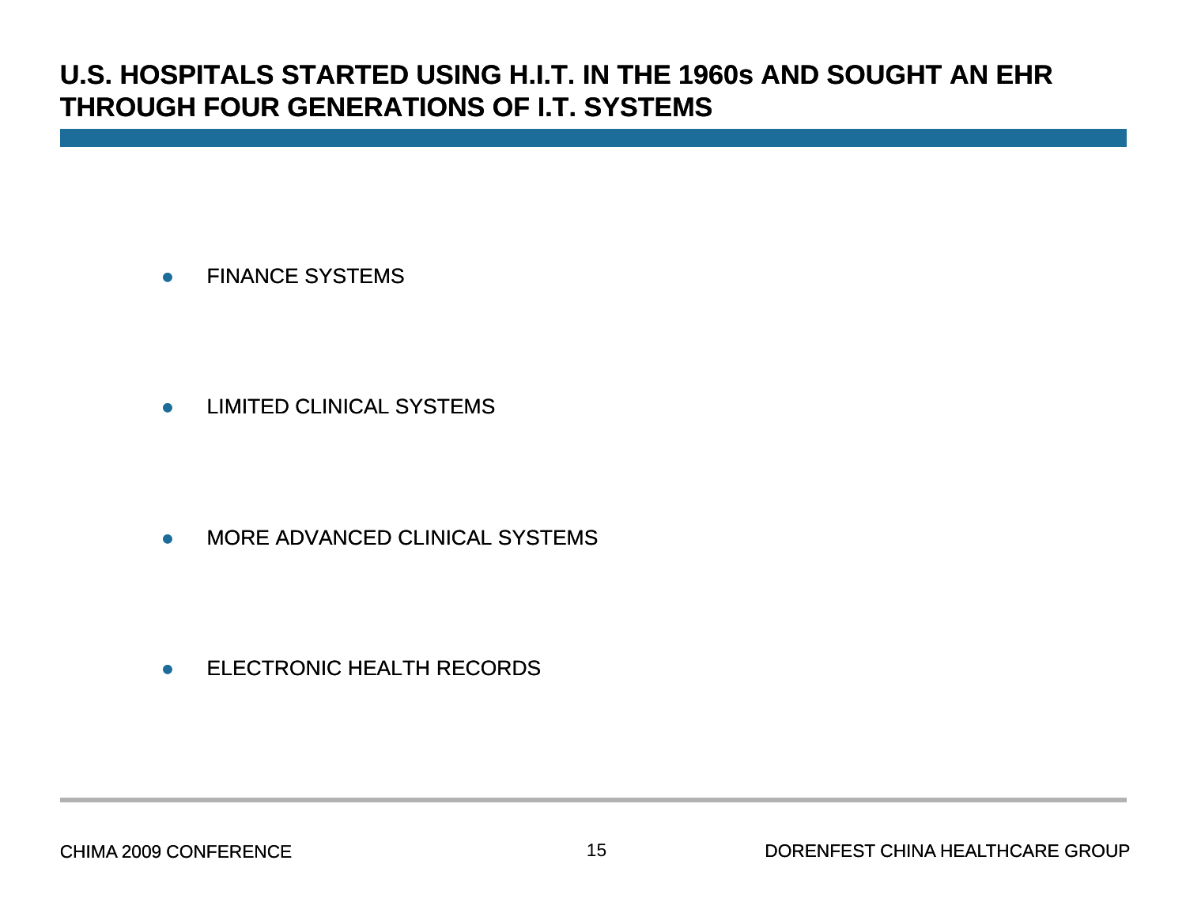# U.S. HOSPITALS STARTED USING H.I.T. IN THE 1960s AND SOUGHT AN EHR THROUGH FOUR GENERATIONS OF I.T. SYSTEMS

- FINANCE SYSTEMS
- LIMITED CLINICAL SYSTEMS
- MORE ADVANCED CLINICAL SYSTEMS
- ELECTRONIC HEALTH RECORDS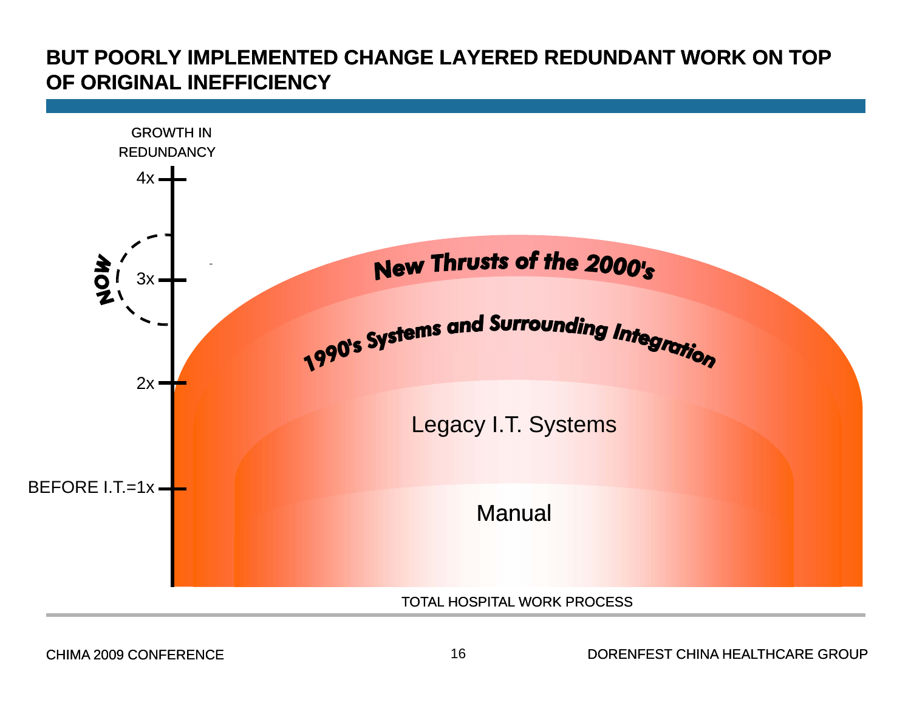# BUT POORLY IMPLEMENTED CHANGE LAYERED REDUNDANT WORK ON TOP OF ORIGINAL INEFFICIENCY

GROWTH IN REDUNDANCY

4x

NOW

3x

2x

BEFORE I.T.=1x

New Thrusts of the 2000's

1990's Systems and Surrounding Integration

Legacy I.T. Systems

Manual

TOTAL HOSPITAL WORK PROCESS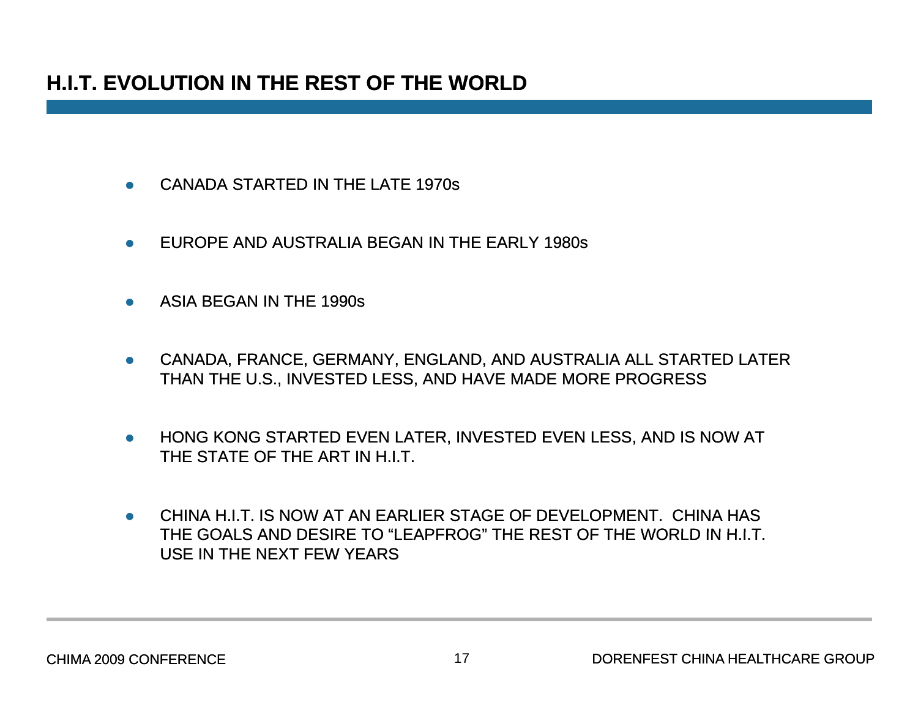## H.I.T. EVOLUTION IN THE REST OF THE WORLD

- CANADA STARTED IN THE LATE 1970s
- EUROPE AND AUSTRALIA BEGAN IN THE EARLY 1980s
- ASIA BEGAN IN THE 1990s
- CANADA, FRANCE, GERMANY, ENGLAND, AND AUSTRALIA ALL STARTED LATER THAN THE U.S., INVESTED LESS, AND HAVE MADE MORE PROGRESS
- HONG KONG STARTED EVEN LATER, INVESTED EVEN LESS, AND IS NOW AT THE STATE OF THE ART IN H.I.T.
- CHINA H.I.T. IS NOW AT AN EARLIER STAGE OF DEVELOPMENT. CHINA HAS THE GOALS AND DESIRE TO “LEAPFROG” THE REST OF THE WORLD IN H.I.T. USE IN THE NEXT FEW YEARS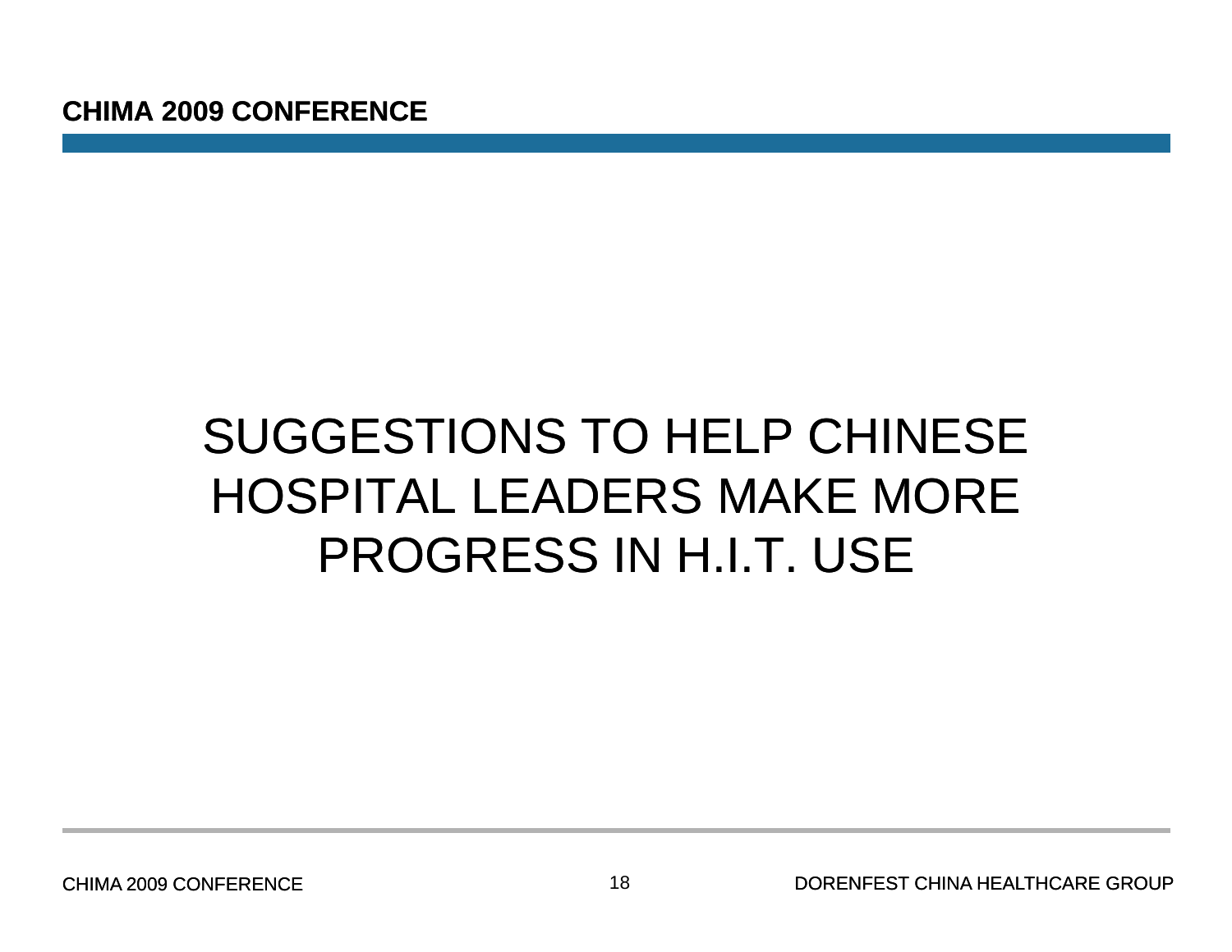# SUGGESTIONS TO HELP CHINESE HOSPITAL LEADERS MAKE MORE PROGRESS IN H.I.T. USE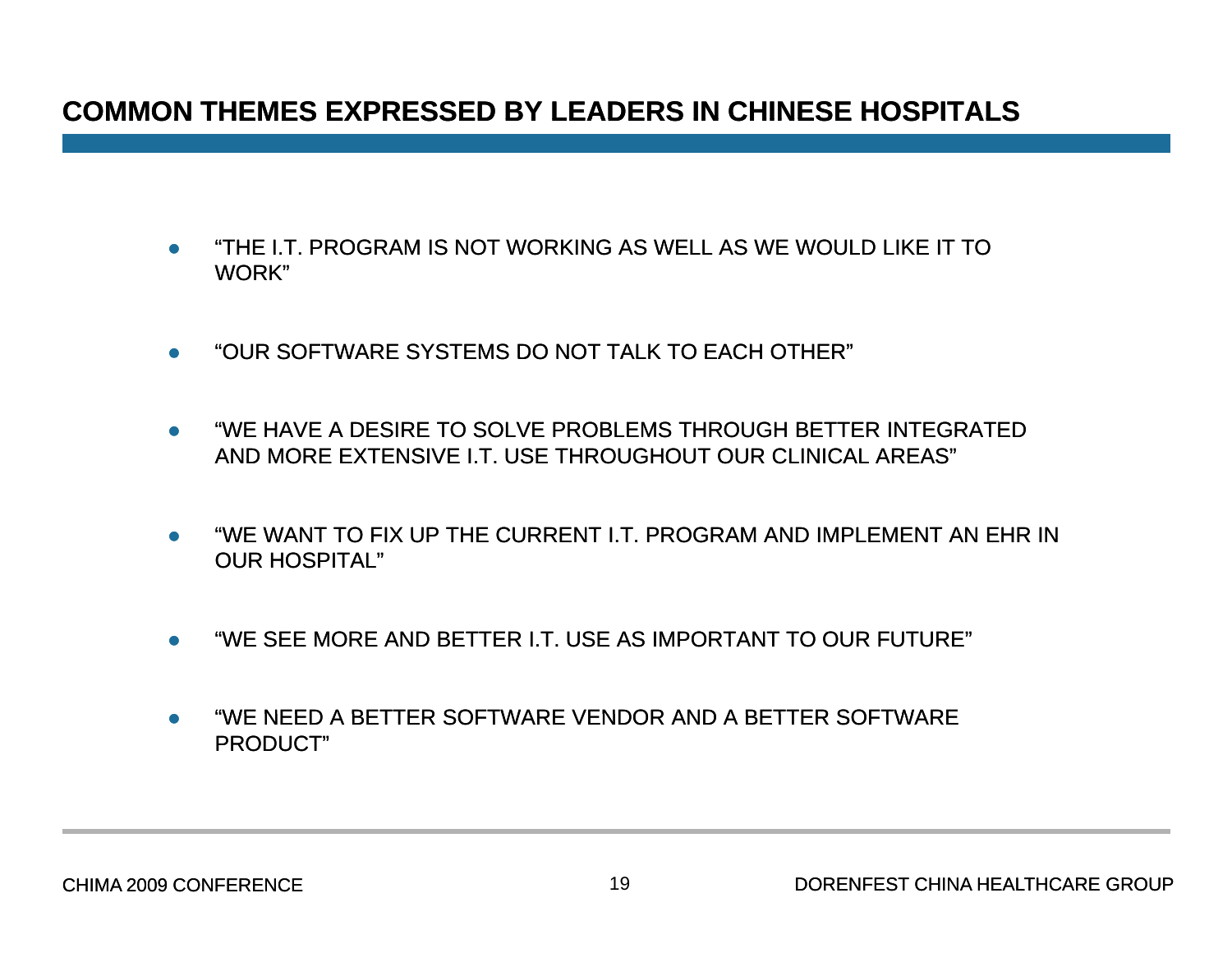# COMMON THEMES EXPRESSED BY LEADERS IN CHINESE HOSPITALS

- "THE I.T. PROGRAM IS NOT WORKING AS WELL AS WE WOULD LIKE IT TO WORK"
- "OUR SOFTWARE SYSTEMS DO NOT TALK TO EACH OTHER"
- "WE HAVE A DESIRE TO SOLVE PROBLEMS THROUGH BETTER INTEGRATED AND MORE EXTENSIVE I.T. USE THROUGHOUT OUR CLINICAL AREAS"
- "WE WANT TO FIX UP THE CURRENT I.T. PROGRAM AND IMPLEMENT AN EHR IN OUR HOSPITAL"
- "WE SEE MORE AND BETTER I.T. USE AS IMPORTANT TO OUR FUTURE"
- "WE NEED A BETTER SOFTWARE VENDOR AND A BETTER SOFTWARE PRODUCT"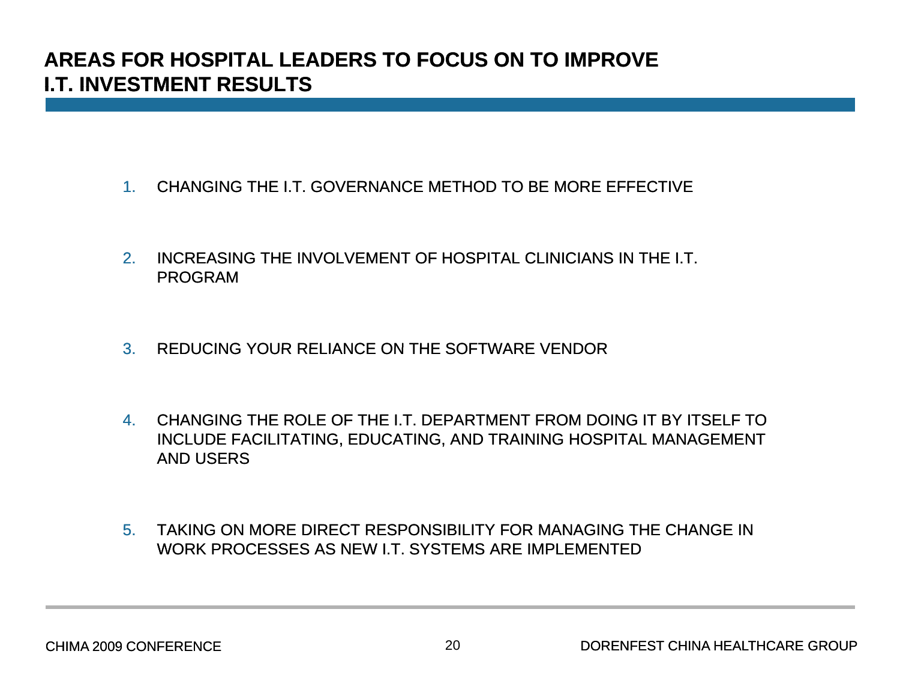# AREAS FOR HOSPITAL LEADERS TO FOCUS ON TO IMPROVE I.T. INVESTMENT RESULTS

1. CHANGING THE I.T. GOVERNANCE METHOD TO BE MORE EFFECTIVE

2. INCREASING THE INVOLVEMENT OF HOSPITAL CLINICIANS IN THE I.T. PROGRAM

3. REDUCING YOUR RELIANCE ON THE SOFTWARE VENDOR

4. CHANGING THE ROLE OF THE I.T. DEPARTMENT FROM DOING IT BY ITSELF TO INCLUDE FACILITATING, EDUCATING, AND TRAINING HOSPITAL MANAGEMENT AND USERS

5. TAKING ON MORE DIRECT RESPONSIBILITY FOR MANAGING THE CHANGE IN WORK PROCESSES AS NEW I.T. SYSTEMS ARE IMPLEMENTED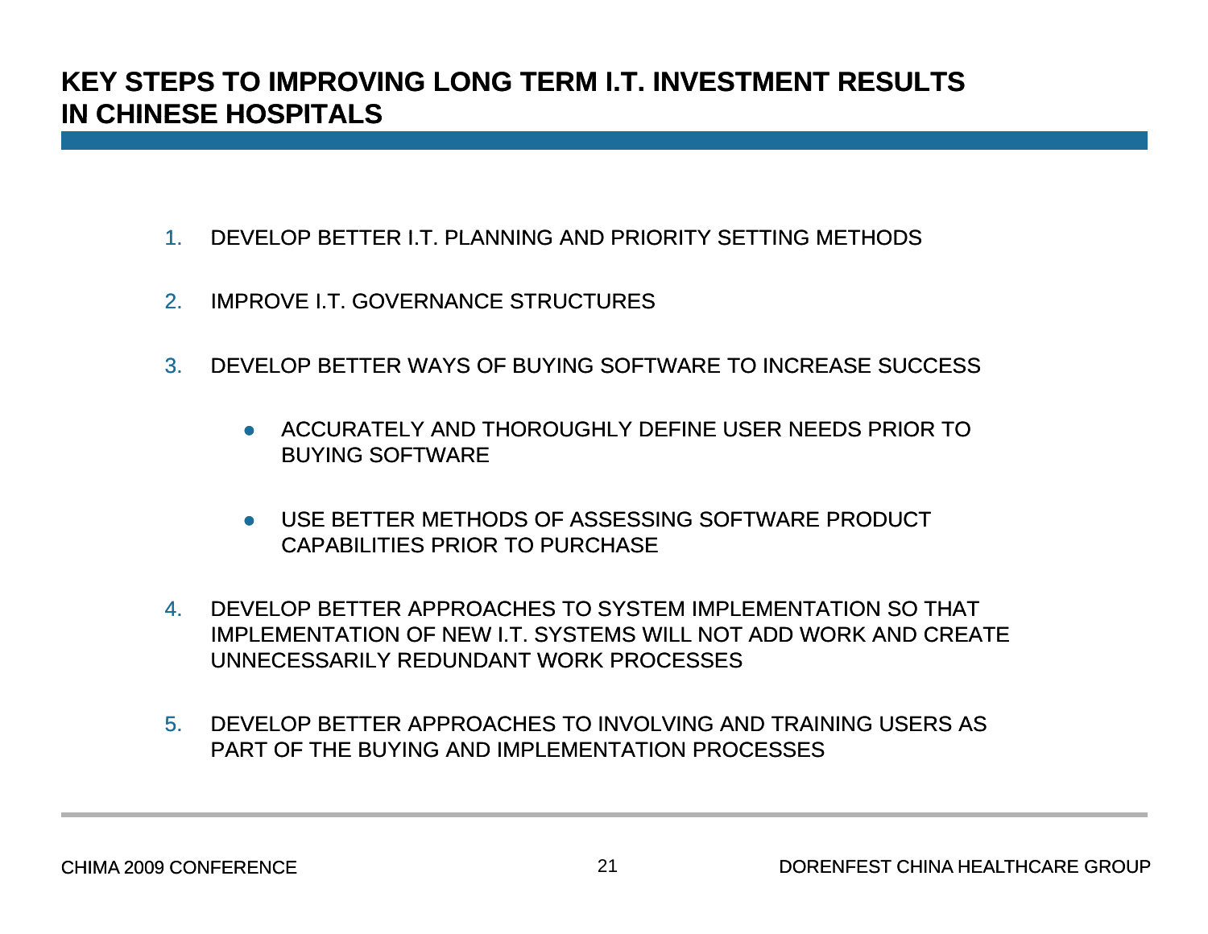# KEY STEPS TO IMPROVING LONG TERM I.T. INVESTMENT RESULTS IN CHINESE HOSPITALS

1. DEVELOP BETTER I.T. PLANNING AND PRIORITY SETTING METHODS

2. IMPROVE I.T. GOVERNANCE STRUCTURES

3. DEVELOP BETTER WAYS OF BUYING SOFTWARE TO INCREASE SUCCESS

   - ACCURATELY AND THOROUGHLY DEFINE USER NEEDS PRIOR TO BUYING SOFTWARE

   - USE BETTER METHODS OF ASSESSING SOFTWARE PRODUCT CAPABILITIES PRIOR TO PURCHASE

4. DEVELOP BETTER APPROACHES TO SYSTEM IMPLEMENTATION SO THAT IMPLEMENTATION OF NEW I.T. SYSTEMS WILL NOT ADD WORK AND CREATE UNNECESSARILY REDUNDANT WORK PROCESSES

5. DEVELOP BETTER APPROACHES TO INVOLVING AND TRAINING USERS AS PART OF THE BUYING AND IMPLEMENTATION PROCESSES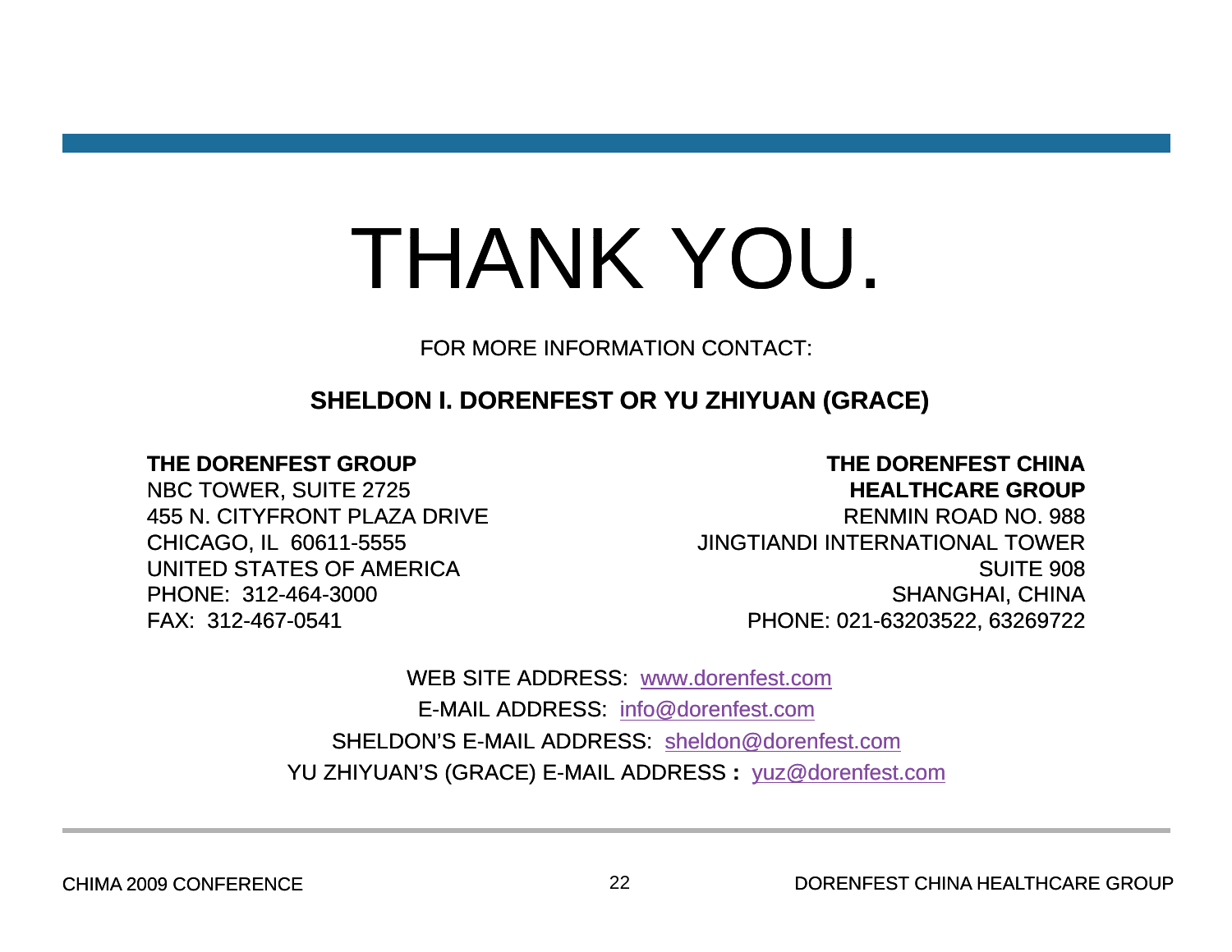# THANK YOU.

FOR MORE INFORMATION CONTACT:

**SHELDON I. DORENFEST OR YU ZHIYUAN (GRACE)**

**THE DORENFEST GROUP**
NBC TOWER, SUITE 2725
455 N. CITYFRONT PLAZA DRIVE
CHICAGO, IL 60611-5555
UNITED STATES OF AMERICA
PHONE: 312-464-3000
FAX: 312-467-0541

**THE DORENFEST CHINA HEALTHCARE GROUP**
RENMIN ROAD NO. 988
JINGTIANDI INTERNATIONAL TOWER
SUITE 908
SHANGHAI, CHINA
PHONE: 021-63203522, 63269722

WEB SITE ADDRESS: www.dorenfest.com

E-MAIL ADDRESS: info@dorenfest.com

SHELDON'S E-MAIL ADDRESS: sheldon@dorenfest.com

YU ZHIYUAN'S (GRACE) E-MAIL ADDRESS**:** yuz@dorenfest.com